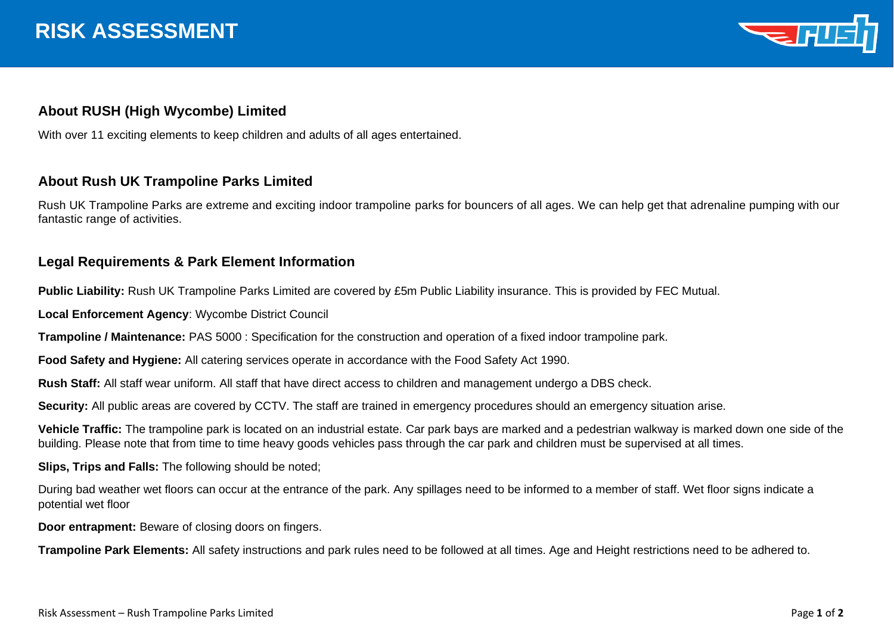# RISK ASSESSMENT

## About RUSH (High Wycombe) Limited

With over 11 exciting elements to keep children and adults of all ages entertained.

## About Rush UK Trampoline Parks Limited

Rush UK Trampoline Parks are extreme and exciting indoor trampoline parks for bouncers of all ages. We can help get that adrenaline pumping with our fantastic range of activities.

## Legal Requirements & Park Element Information

**Public Liability:** Rush UK Trampoline Parks Limited are covered by £5m Public Liability insurance. This is provided by FEC Mutual.

**Local Enforcement Agency**: Wycombe District Council

**Trampoline / Maintenance:** PAS 5000 : Specification for the construction and operation of a fixed indoor trampoline park.

**Food Safety and Hygiene:** All catering services operate in accordance with the Food Safety Act 1990.

**Rush Staff:** All staff wear uniform. All staff that have direct access to children and management undergo a DBS check.

**Security:** All public areas are covered by CCTV. The staff are trained in emergency procedures should an emergency situation arise.

**Vehicle Traffic:** The trampoline park is located on an industrial estate. Car park bays are marked and a pedestrian walkway is marked down one side of the building. Please note that from time to time heavy goods vehicles pass through the car park and children must be supervised at all times.

**Slips, Trips and Falls:** The following should be noted;

During bad weather wet floors can occur at the entrance of the park. Any spillages need to be informed to a member of staff. Wet floor signs indicate a potential wet floor

**Door entrapment:** Beware of closing doors on fingers.

**Trampoline Park Elements:** All safety instructions and park rules need to be followed at all times. Age and Height restrictions need to be adhered to.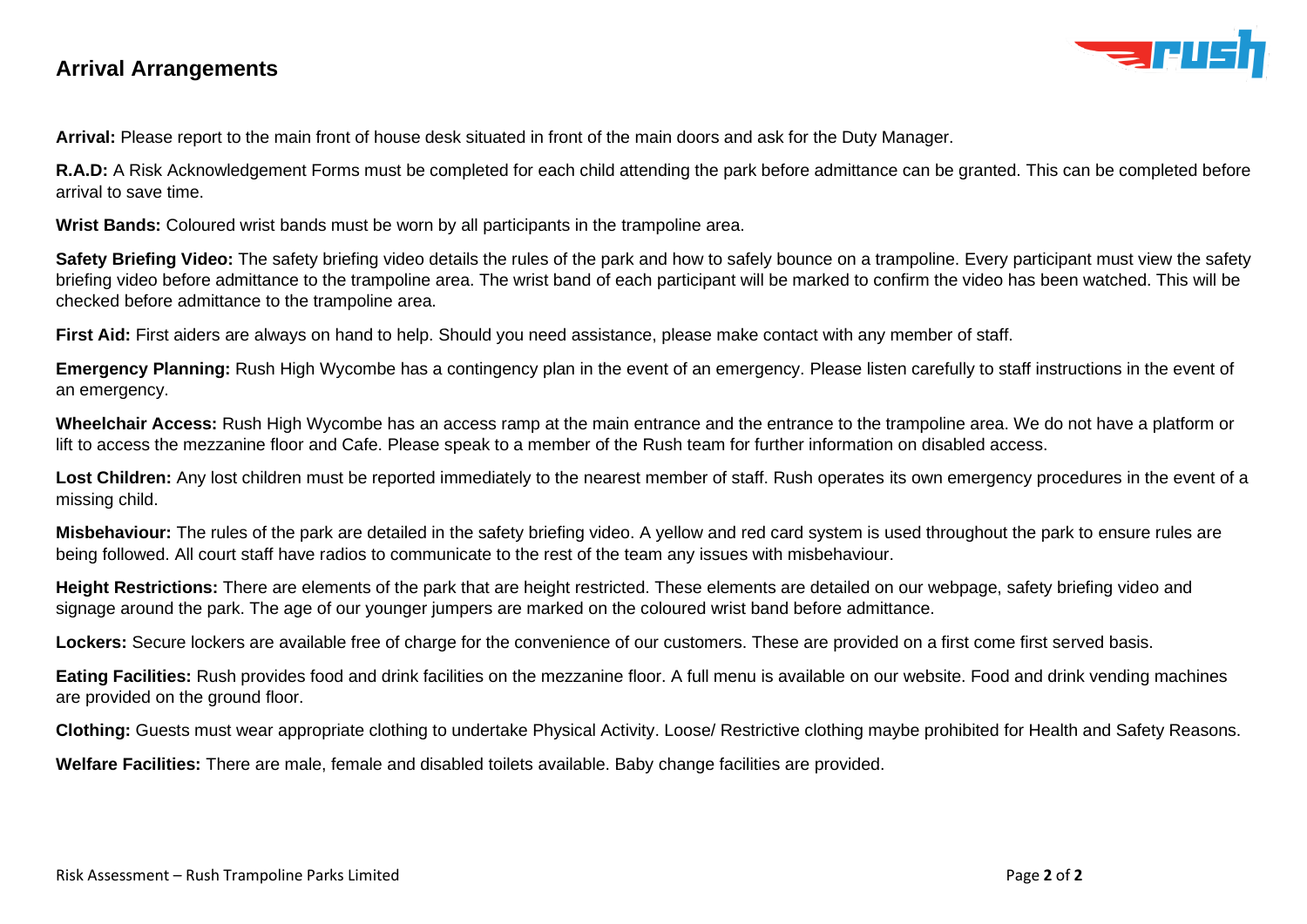## Arrival Arrangements

**Arrival:** Please report to the main front of house desk situated in front of the main doors and ask for the Duty Manager.

**R.A.D:** A Risk Acknowledgement Forms must be completed for each child attending the park before admittance can be granted. This can be completed before arrival to save time.

**Wrist Bands:** Coloured wrist bands must be worn by all participants in the trampoline area.

**Safety Briefing Video:** The safety briefing video details the rules of the park and how to safely bounce on a trampoline. Every participant must view the safety briefing video before admittance to the trampoline area. The wrist band of each participant will be marked to confirm the video has been watched. This will be checked before admittance to the trampoline area.

**First Aid:** First aiders are always on hand to help. Should you need assistance, please make contact with any member of staff.

**Emergency Planning:** Rush High Wycombe has a contingency plan in the event of an emergency. Please listen carefully to staff instructions in the event of an emergency.

**Wheelchair Access:** Rush High Wycombe has an access ramp at the main entrance and the entrance to the trampoline area. We do not have a platform or lift to access the mezzanine floor and Cafe. Please speak to a member of the Rush team for further information on disabled access.

**Lost Children:** Any lost children must be reported immediately to the nearest member of staff. Rush operates its own emergency procedures in the event of a missing child.

**Misbehaviour:** The rules of the park are detailed in the safety briefing video. A yellow and red card system is used throughout the park to ensure rules are being followed. All court staff have radios to communicate to the rest of the team any issues with misbehaviour.

**Height Restrictions:** There are elements of the park that are height restricted. These elements are detailed on our webpage, safety briefing video and signage around the park. The age of our younger jumpers are marked on the coloured wrist band before admittance.

**Lockers:** Secure lockers are available free of charge for the convenience of our customers. These are provided on a first come first served basis.

**Eating Facilities:** Rush provides food and drink facilities on the mezzanine floor. A full menu is available on our website. Food and drink vending machines are provided on the ground floor.

**Clothing:** Guests must wear appropriate clothing to undertake Physical Activity. Loose/ Restrictive clothing maybe prohibited for Health and Safety Reasons.

**Welfare Facilities:** There are male, female and disabled toilets available. Baby change facilities are provided.